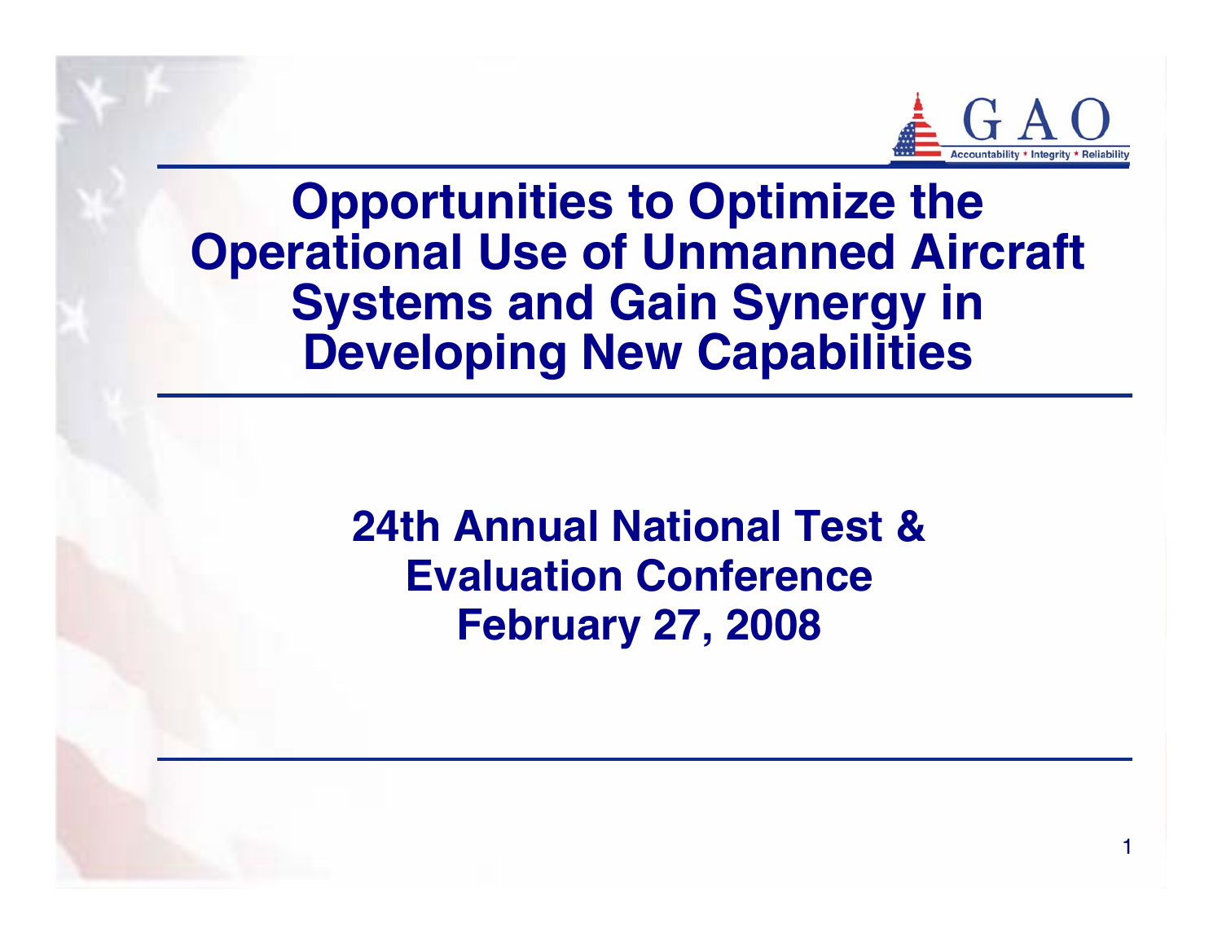# Opportunities to Optimize the Operational Use of Unmanned Aircraft Systems and Gain Synergy in Developing New Capabilities

**24th Annual National Test & Evaluation Conference**
**February 27, 2008**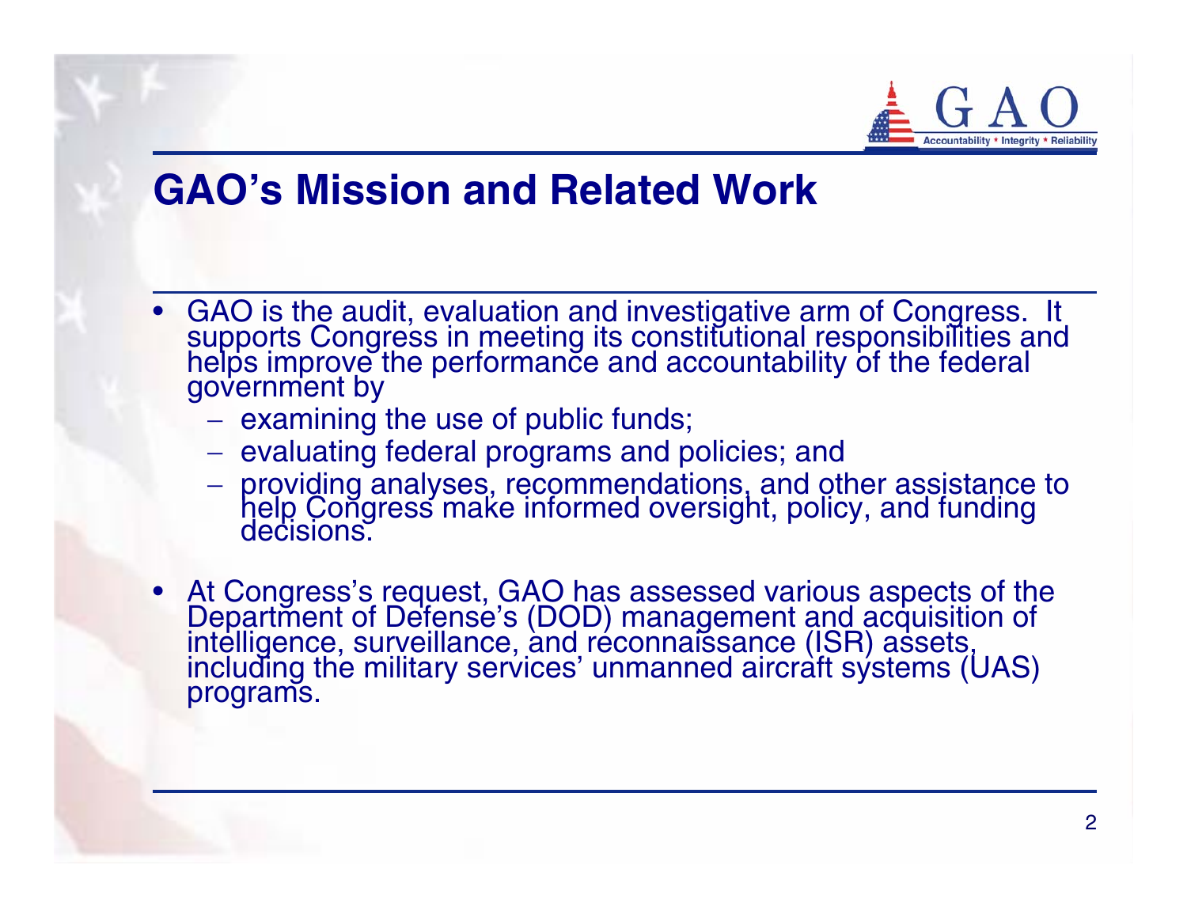## GAO's Mission and Related Work

- GAO is the audit, evaluation and investigative arm of Congress. It supports Congress in meeting its constitutional responsibilities and helps improve the performance and accountability of the federal government by
  - examining the use of public funds;
  - evaluating federal programs and policies; and
  - providing analyses, recommendations, and other assistance to help Congress make informed oversight, policy, and funding decisions.
- At Congress's request, GAO has assessed various aspects of the Department of Defense's (DOD) management and acquisition of intelligence, surveillance, and reconnaissance (ISR) assets, including the military services' unmanned aircraft systems (UAS) programs.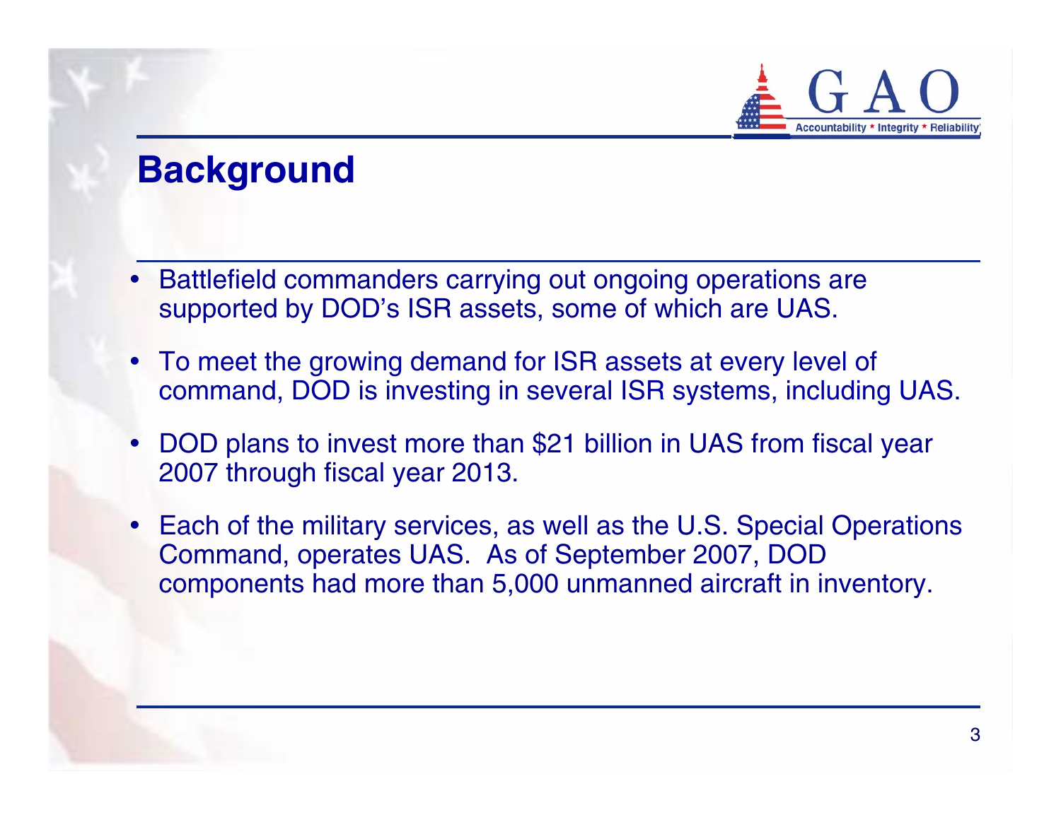# Background

- Battlefield commanders carrying out ongoing operations are supported by DOD's ISR assets, some of which are UAS.
- To meet the growing demand for ISR assets at every level of command, DOD is investing in several ISR systems, including UAS.
- DOD plans to invest more than $21 billion in UAS from fiscal year 2007 through fiscal year 2013.
- Each of the military services, as well as the U.S. Special Operations Command, operates UAS. As of September 2007, DOD components had more than 5,000 unmanned aircraft in inventory.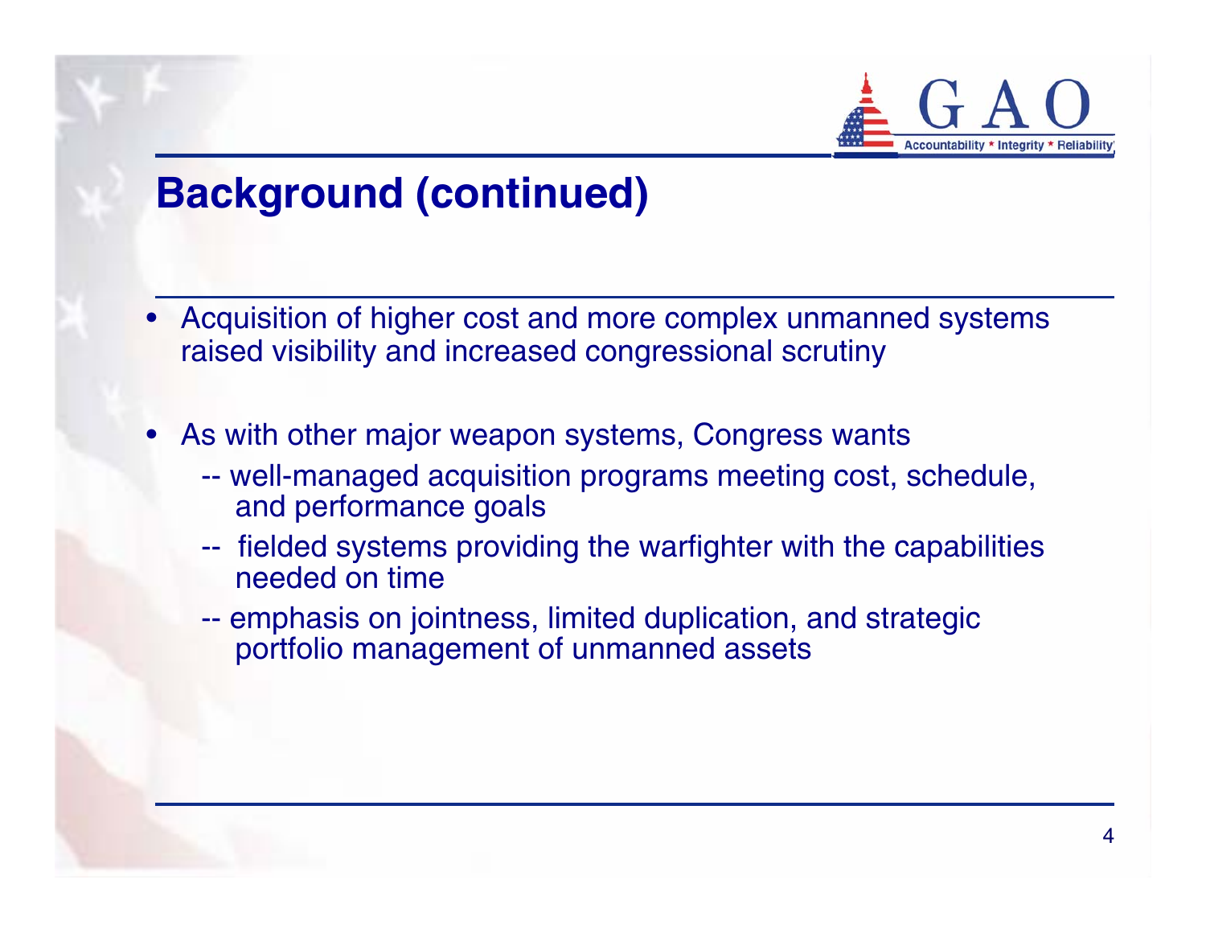## Background (continued)

- Acquisition of higher cost and more complex unmanned systems raised visibility and increased congressional scrutiny
- As with other major weapon systems, Congress wants
  - -- well-managed acquisition programs meeting cost, schedule, and performance goals
  - -- fielded systems providing the warfighter with the capabilities needed on time
  - -- emphasis on jointness, limited duplication, and strategic portfolio management of unmanned assets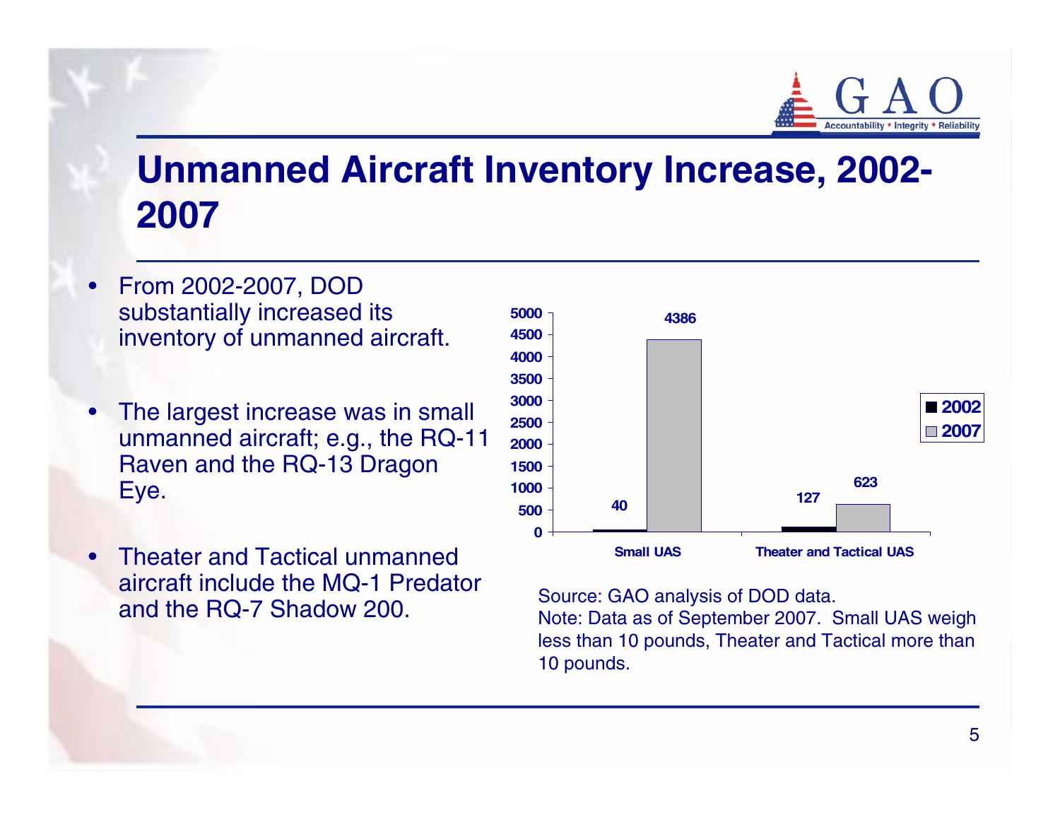# Unmanned Aircraft Inventory Increase, 2002-2007

- From 2002-2007, DOD substantially increased its inventory of unmanned aircraft.
- The largest increase was in small unmanned aircraft; e.g., the RQ-11 Raven and the RQ-13 Dragon Eye.
- Theater and Tactical unmanned aircraft include the MQ-1 Predator and the RQ-7 Shadow 200.

| | 2002 | 2007 |
|---|---|---|
| Small UAS | 40 | 4386 |
| Theater and Tactical UAS | 127 | 623 |

Source: GAO analysis of DOD data.
Note: Data as of September 2007. Small UAS weigh less than 10 pounds, Theater and Tactical more than 10 pounds.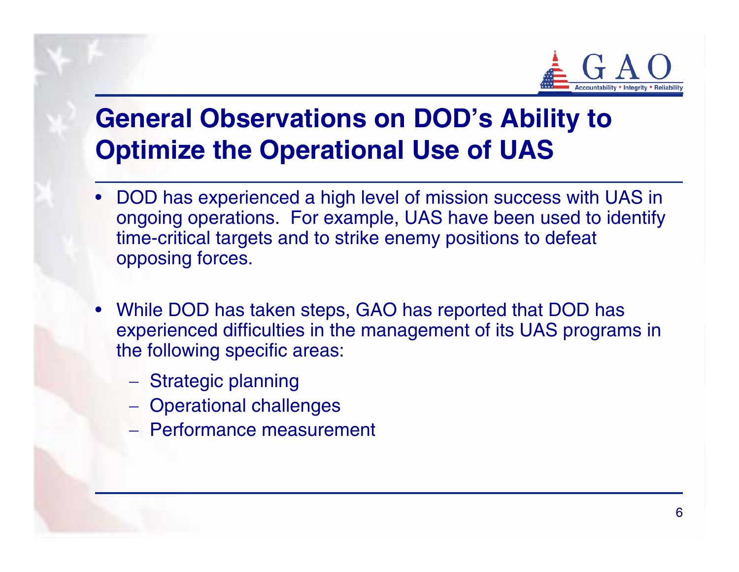# General Observations on DOD's Ability to Optimize the Operational Use of UAS

- DOD has experienced a high level of mission success with UAS in ongoing operations. For example, UAS have been used to identify time-critical targets and to strike enemy positions to defeat opposing forces.
- While DOD has taken steps, GAO has reported that DOD has experienced difficulties in the management of its UAS programs in the following specific areas:
  - Strategic planning
  - Operational challenges
  - Performance measurement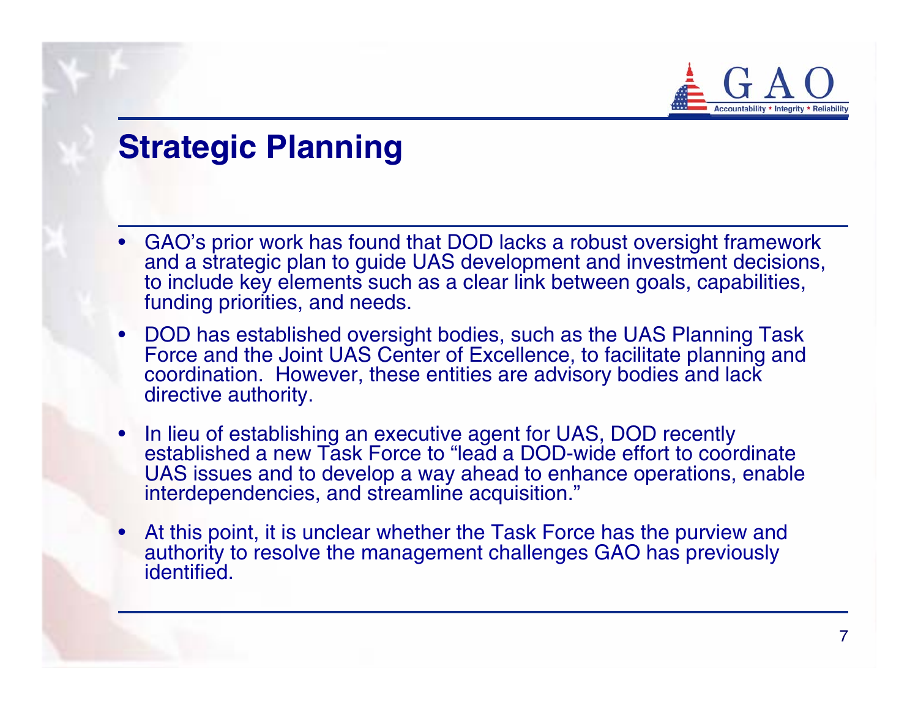# Strategic Planning

- GAO's prior work has found that DOD lacks a robust oversight framework and a strategic plan to guide UAS development and investment decisions, to include key elements such as a clear link between goals, capabilities, funding priorities, and needs.
- DOD has established oversight bodies, such as the UAS Planning Task Force and the Joint UAS Center of Excellence, to facilitate planning and coordination. However, these entities are advisory bodies and lack directive authority.
- In lieu of establishing an executive agent for UAS, DOD recently established a new Task Force to "lead a DOD-wide effort to coordinate UAS issues and to develop a way ahead to enhance operations, enable interdependencies, and streamline acquisition."
- At this point, it is unclear whether the Task Force has the purview and authority to resolve the management challenges GAO has previously identified.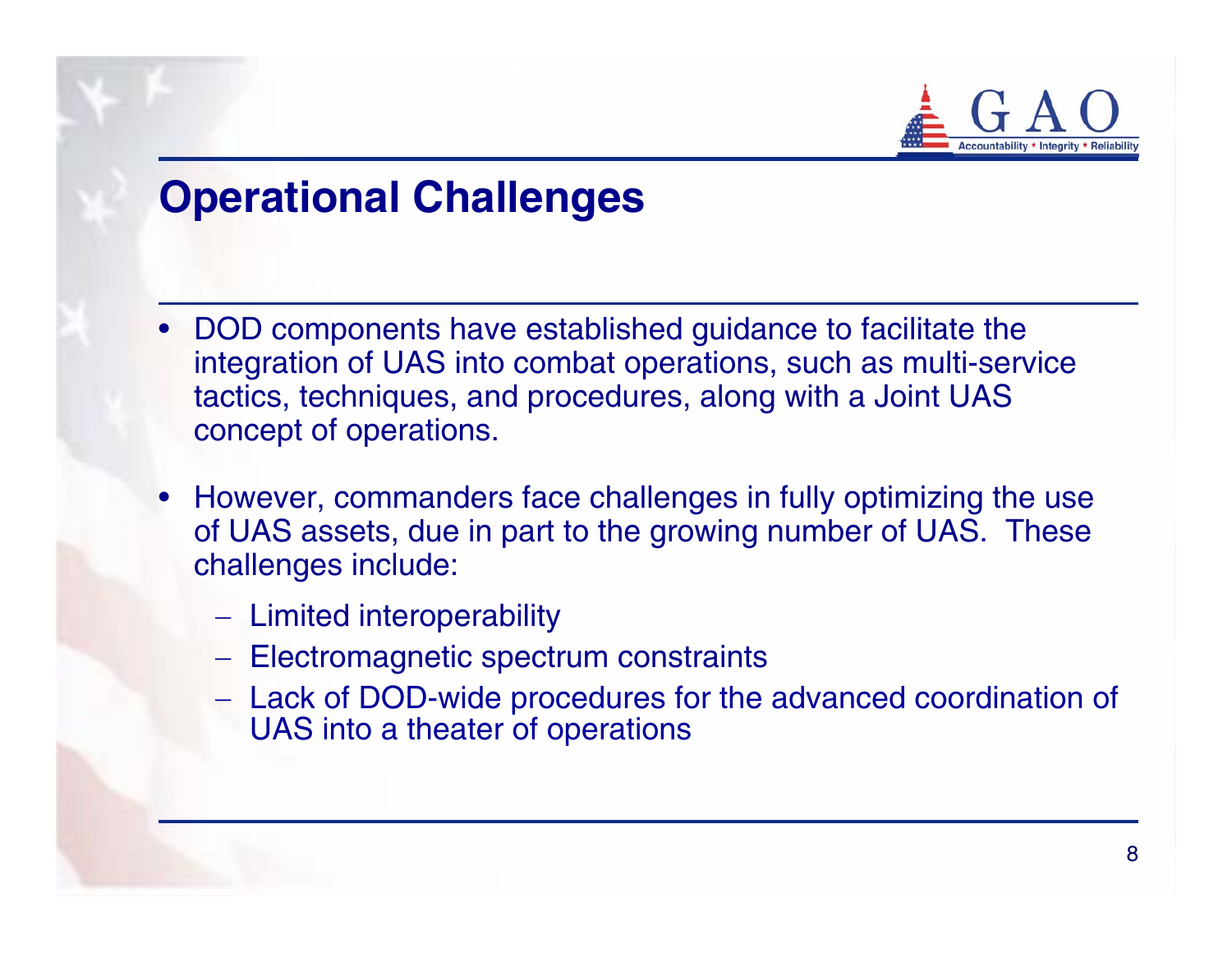## Operational Challenges

- DOD components have established guidance to facilitate the integration of UAS into combat operations, such as multi-service tactics, techniques, and procedures, along with a Joint UAS concept of operations.
- However, commanders face challenges in fully optimizing the use of UAS assets, due in part to the growing number of UAS. These challenges include:
  - Limited interoperability
  - Electromagnetic spectrum constraints
  - Lack of DOD-wide procedures for the advanced coordination of UAS into a theater of operations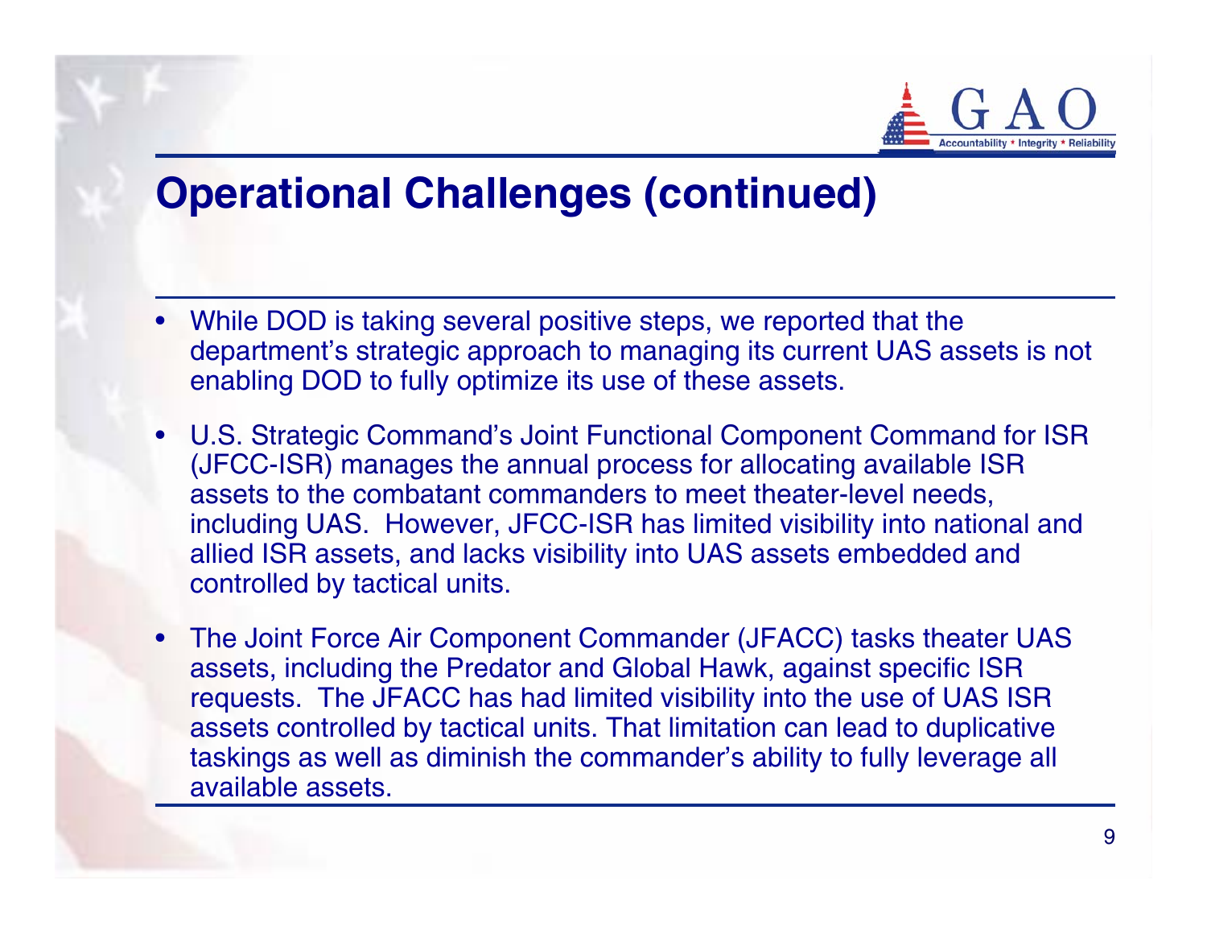## Operational Challenges (continued)

- While DOD is taking several positive steps, we reported that the department's strategic approach to managing its current UAS assets is not enabling DOD to fully optimize its use of these assets.
- U.S. Strategic Command's Joint Functional Component Command for ISR (JFCC-ISR) manages the annual process for allocating available ISR assets to the combatant commanders to meet theater-level needs, including UAS. However, JFCC-ISR has limited visibility into national and allied ISR assets, and lacks visibility into UAS assets embedded and controlled by tactical units.
- The Joint Force Air Component Commander (JFACC) tasks theater UAS assets, including the Predator and Global Hawk, against specific ISR requests. The JFACC has had limited visibility into the use of UAS ISR assets controlled by tactical units. That limitation can lead to duplicative taskings as well as diminish the commander's ability to fully leverage all available assets.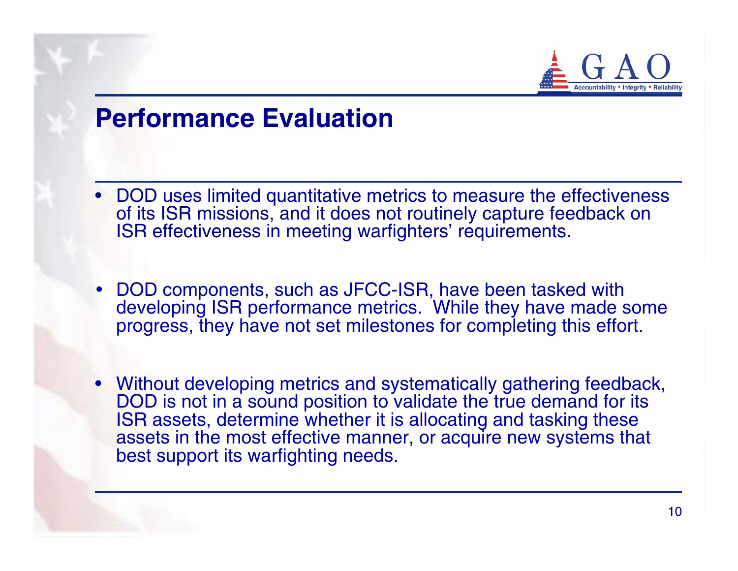## Performance Evaluation

- DOD uses limited quantitative metrics to measure the effectiveness of its ISR missions, and it does not routinely capture feedback on ISR effectiveness in meeting warfighters' requirements.
- DOD components, such as JFCC-ISR, have been tasked with developing ISR performance metrics. While they have made some progress, they have not set milestones for completing this effort.
- Without developing metrics and systematically gathering feedback, DOD is not in a sound position to validate the true demand for its ISR assets, determine whether it is allocating and tasking these assets in the most effective manner, or acquire new systems that best support its warfighting needs.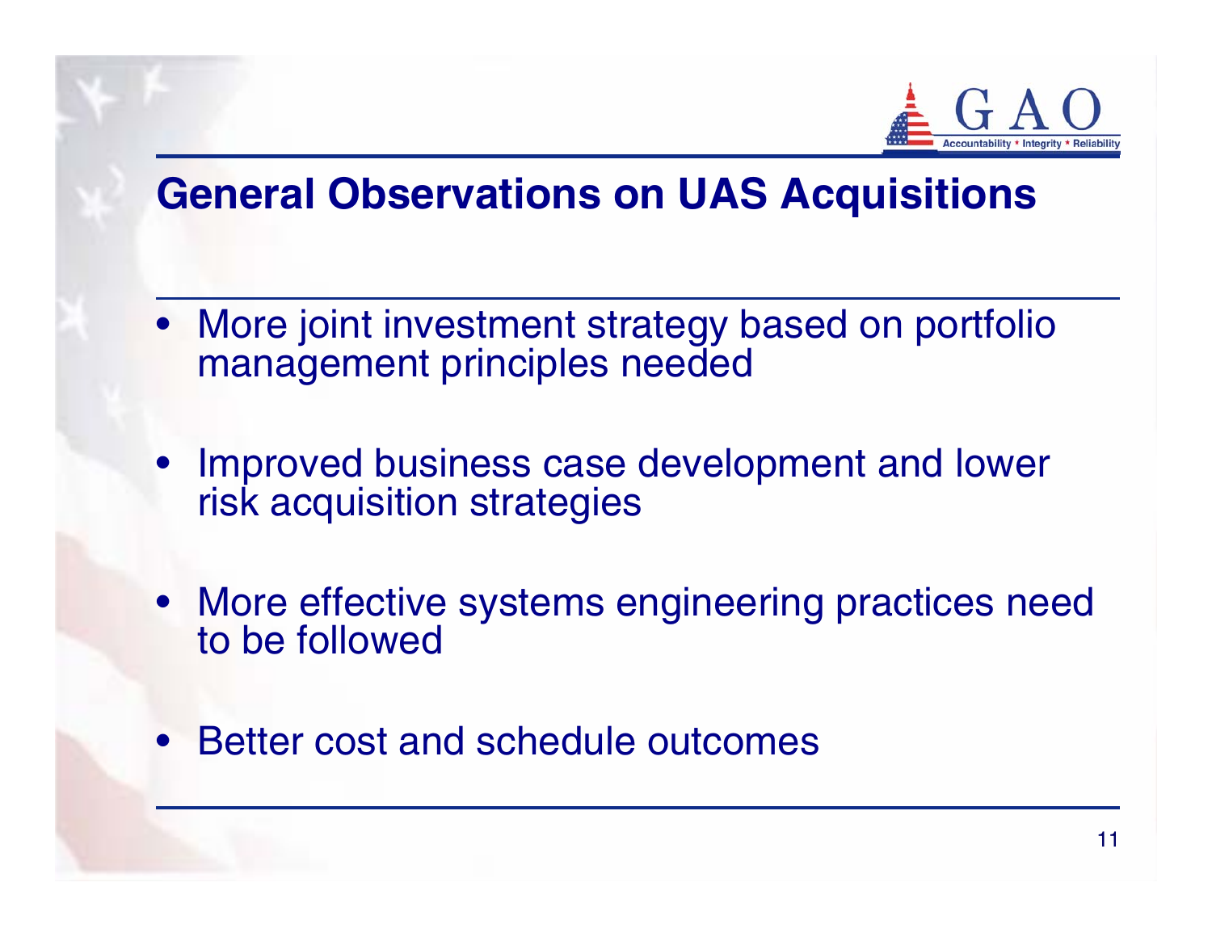# General Observations on UAS Acquisitions

- More joint investment strategy based on portfolio management principles needed
- Improved business case development and lower risk acquisition strategies
- More effective systems engineering practices need to be followed
- Better cost and schedule outcomes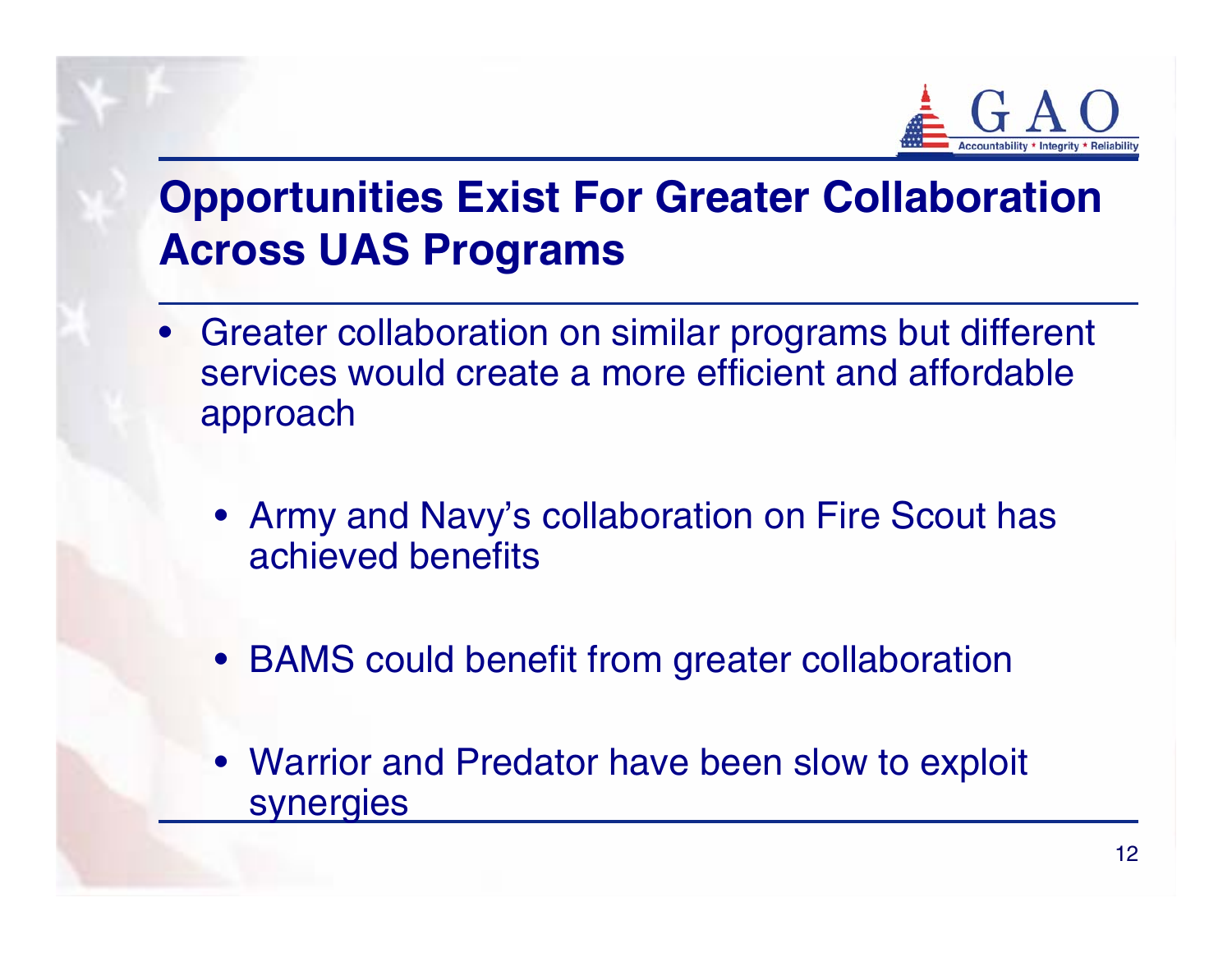# Opportunities Exist For Greater Collaboration Across UAS Programs

- Greater collaboration on similar programs but different services would create a more efficient and affordable approach
  - Army and Navy's collaboration on Fire Scout has achieved benefits
  - BAMS could benefit from greater collaboration
  - Warrior and Predator have been slow to exploit synergies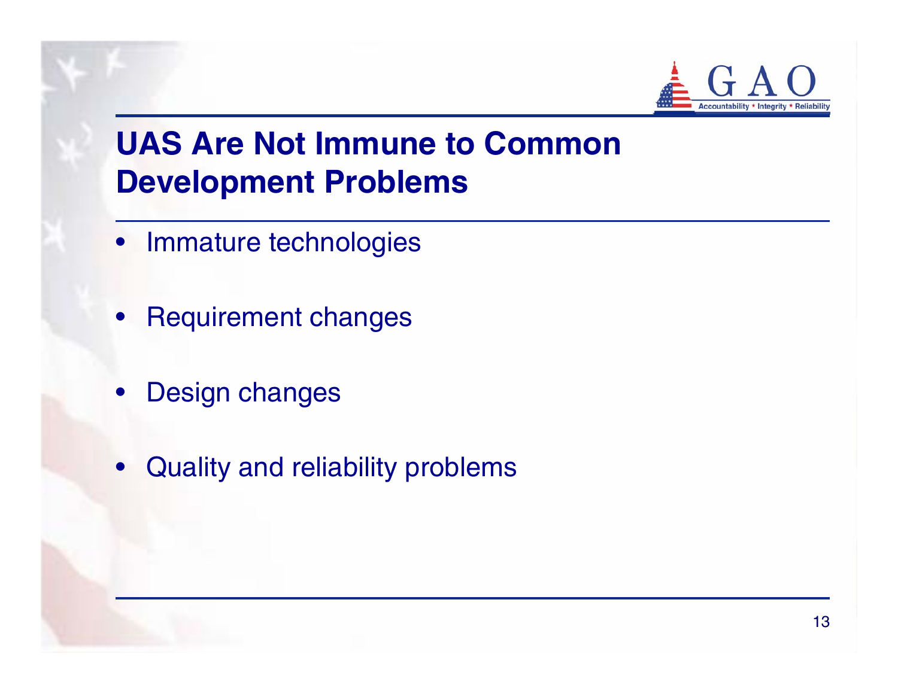# UAS Are Not Immune to Common Development Problems

- Immature technologies
- Requirement changes
- Design changes
- Quality and reliability problems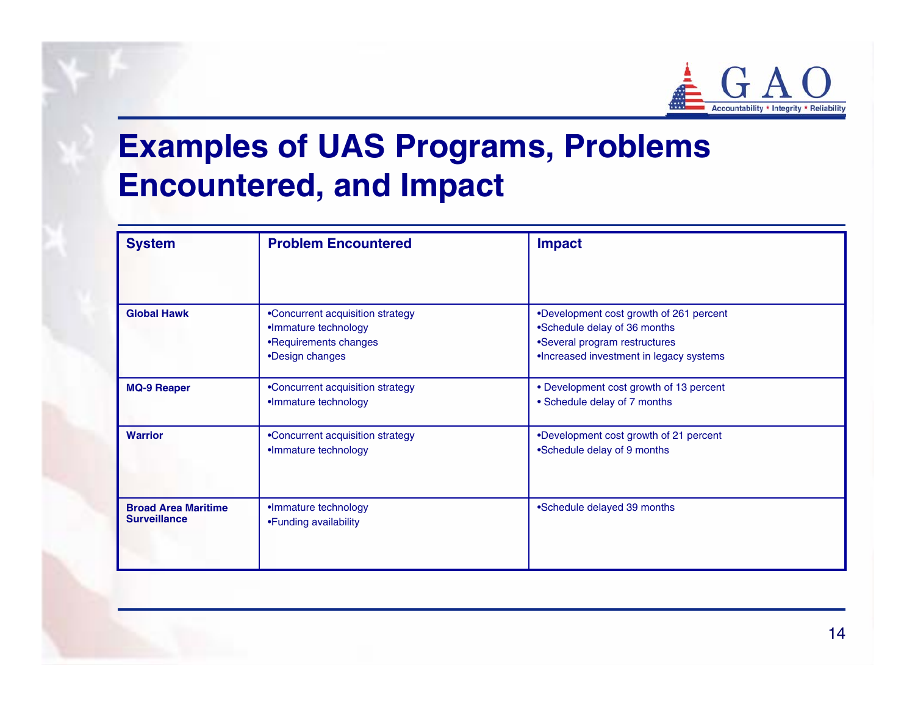# Examples of UAS Programs, Problems Encountered, and Impact

| System | Problem Encountered | Impact |
|---|---|---|
| **Global Hawk** | •Concurrent acquisition strategy<br>•Immature technology<br>•Requirements changes<br>•Design changes | •Development cost growth of 261 percent<br>•Schedule delay of 36 months<br>•Several program restructures<br>•Increased investment in legacy systems |
| **MQ-9 Reaper** | •Concurrent acquisition strategy<br>•Immature technology | • Development cost growth of 13 percent<br>• Schedule delay of 7 months |
| **Warrior** | •Concurrent acquisition strategy<br>•Immature technology | •Development cost growth of 21 percent<br>•Schedule delay of 9 months |
| **Broad Area Maritime Surveillance** | •Immature technology<br>•Funding availability | •Schedule delayed 39 months |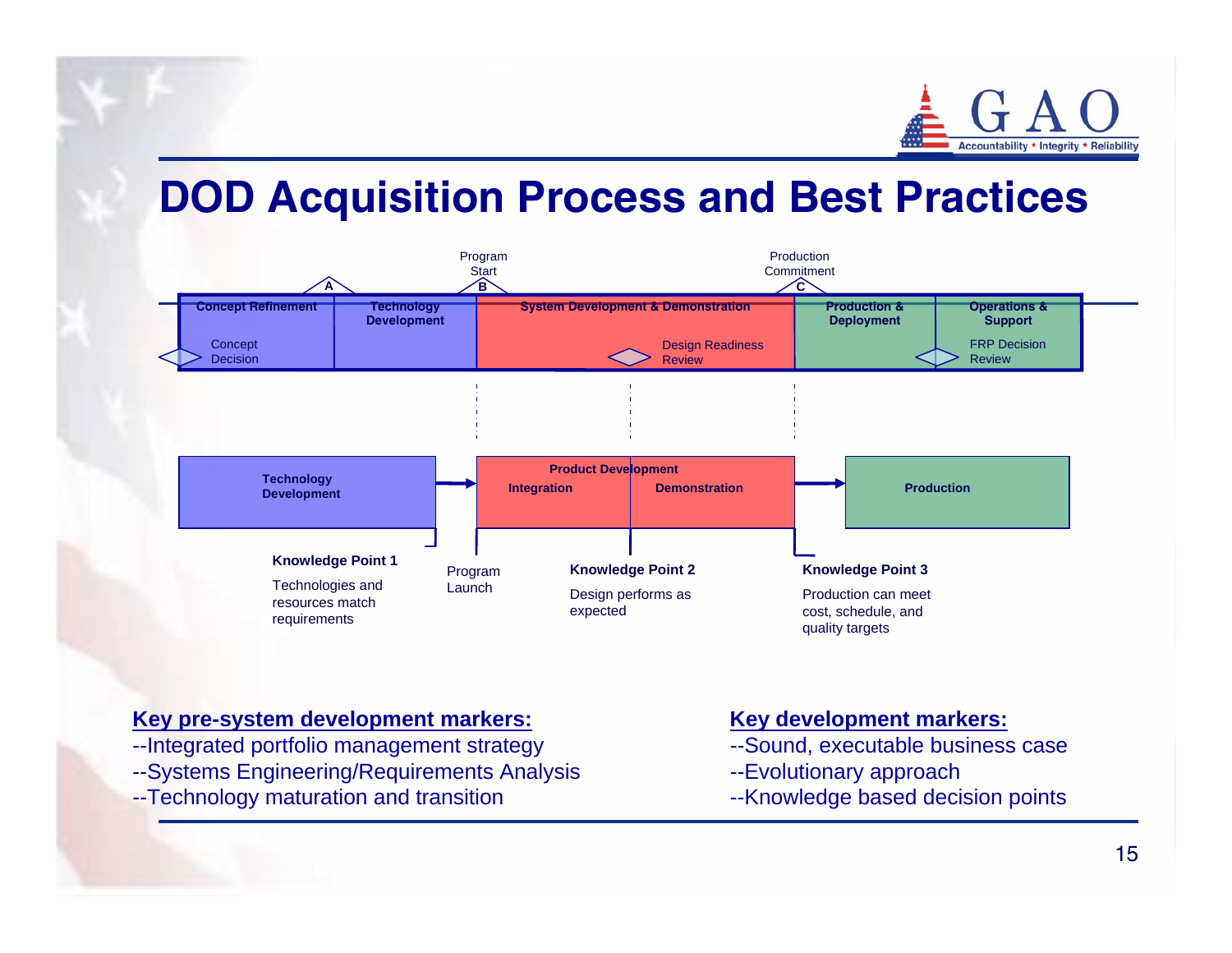# DOD Acquisition Process and Best Practices

Program Start

Production Commitment

A | B | C

| Concept Refinement | Technology Development | System Development & Demonstration | Production & Deployment | Operations & Support |
|---|---|---|---|---|
| Concept Decision | | Design Readiness Review | | FRP Decision Review |

| Technology Development | Product Development: Integration / Demonstration | Production |
|---|---|---|

**Knowledge Point 1**

Technologies and resources match requirements

Program Launch

**Knowledge Point 2**

Design performs as expected

**Knowledge Point 3**

Production can meet cost, schedule, and quality targets

**Key pre-system development markers:**

--Integrated portfolio management strategy

--Systems Engineering/Requirements Analysis

--Technology maturation and transition

**Key development markers:**

--Sound, executable business case

--Evolutionary approach

--Knowledge based decision points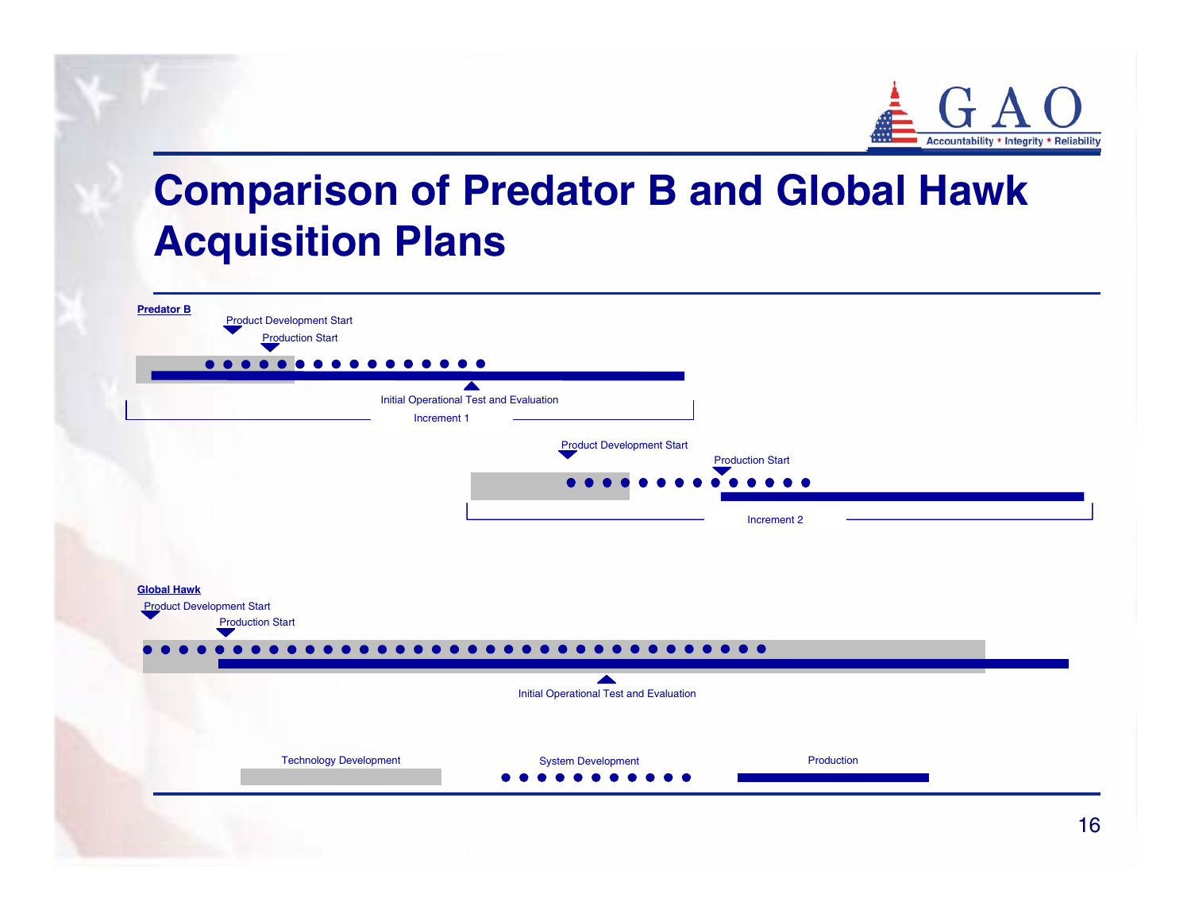# Comparison of Predator B and Global Hawk Acquisition Plans

**Predator B**

Product Development Start

Production Start

Initial Operational Test and Evaluation

Increment 1

Product Development Start

Production Start

Increment 2

**Global Hawk**

Product Development Start

Production Start

Initial Operational Test and Evaluation

Technology Development

System Development

Production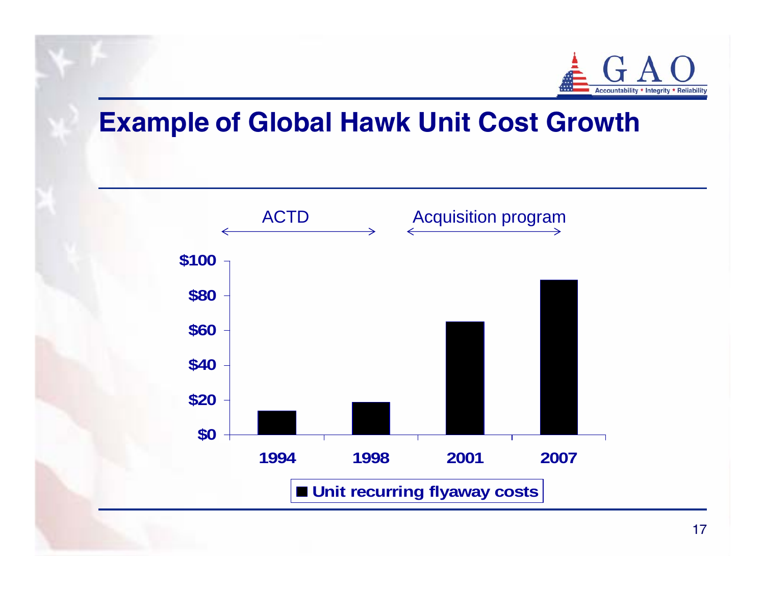# Example of Global Hawk Unit Cost Growth

ACTD ← → Acquisition program ← →

| Year | Unit recurring flyaway costs |
|---|---|
| 1994 | ~$14 |
| 1998 | ~$19 |
| 2001 | ~$65 |
| 2007 | ~$89 |

■ Unit recurring flyaway costs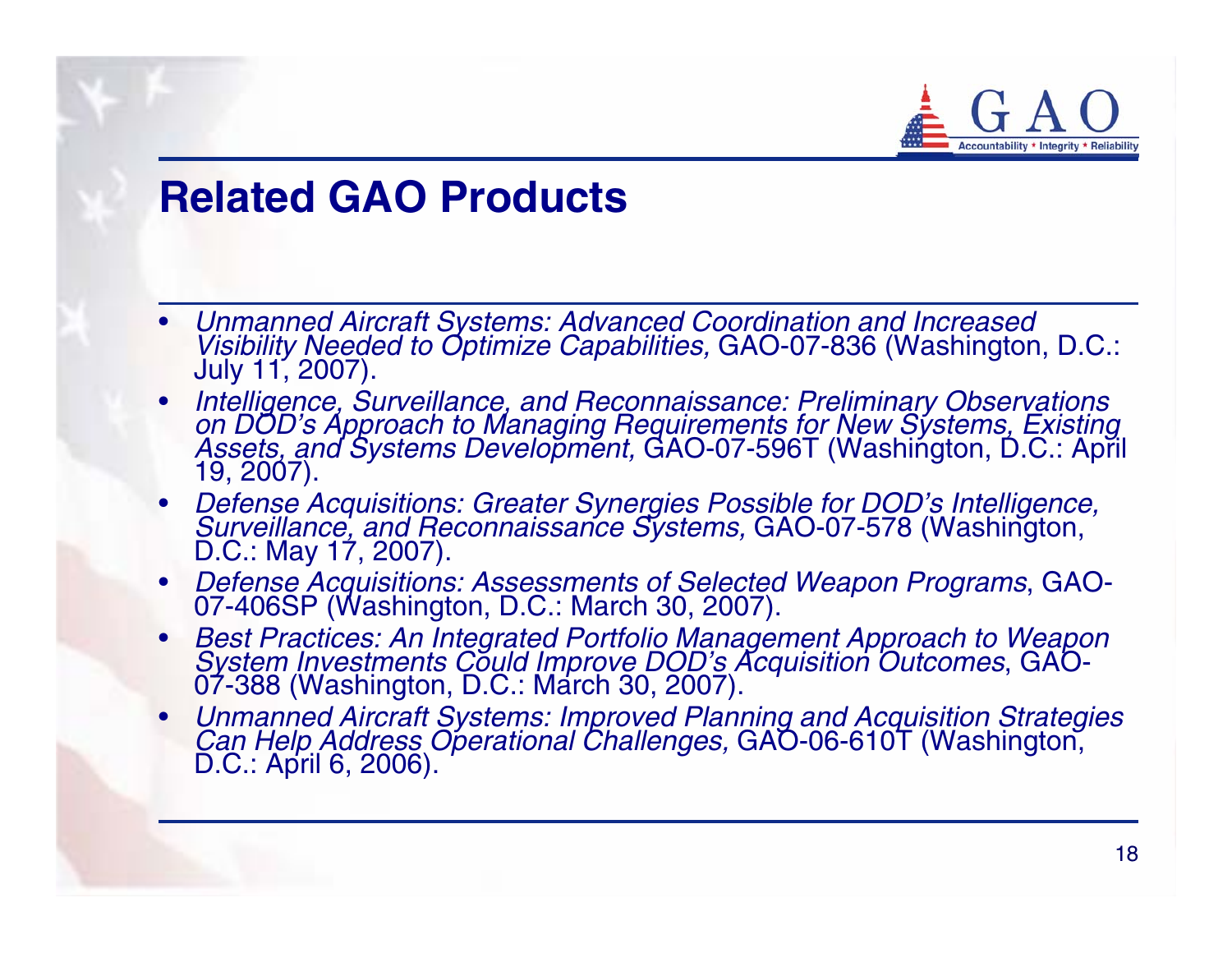# Related GAO Products

- *Unmanned Aircraft Systems: Advanced Coordination and Increased Visibility Needed to Optimize Capabilities,* GAO-07-836 (Washington, D.C.: July 11, 2007).
- *Intelligence, Surveillance, and Reconnaissance: Preliminary Observations on DOD's Approach to Managing Requirements for New Systems, Existing Assets, and Systems Development,* GAO-07-596T (Washington, D.C.: April 19, 2007).
- *Defense Acquisitions: Greater Synergies Possible for DOD's Intelligence, Surveillance, and Reconnaissance Systems,* GAO-07-578 (Washington, D.C.: May 17, 2007).
- *Defense Acquisitions: Assessments of Selected Weapon Programs*, GAO-07-406SP (Washington, D.C.: March 30, 2007).
- *Best Practices: An Integrated Portfolio Management Approach to Weapon System Investments Could Improve DOD's Acquisition Outcomes*, GAO-07-388 (Washington, D.C.: March 30, 2007).
- *Unmanned Aircraft Systems: Improved Planning and Acquisition Strategies Can Help Address Operational Challenges,* GAO-06-610T (Washington, D.C.: April 6, 2006).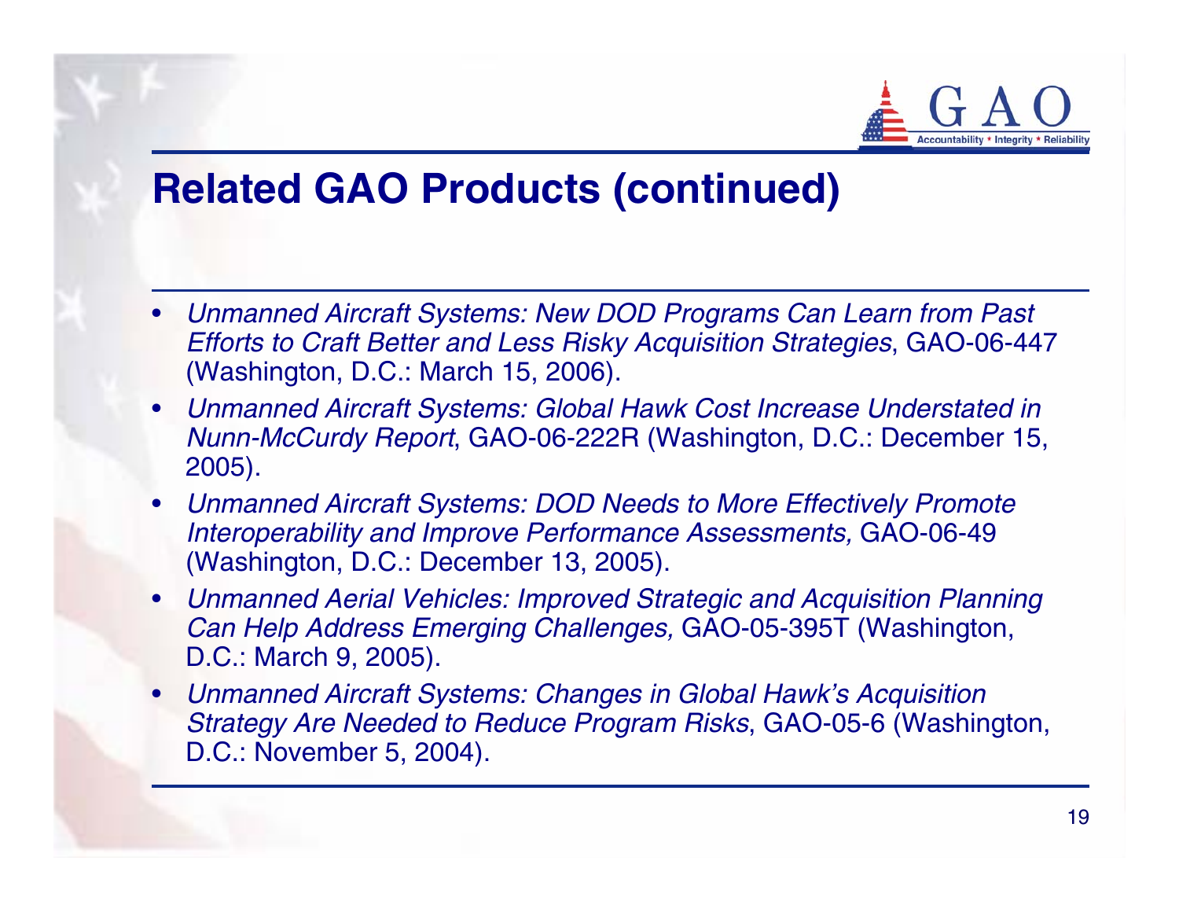## Related GAO Products (continued)

- *Unmanned Aircraft Systems: New DOD Programs Can Learn from Past Efforts to Craft Better and Less Risky Acquisition Strategies*, GAO-06-447 (Washington, D.C.: March 15, 2006).
- *Unmanned Aircraft Systems: Global Hawk Cost Increase Understated in Nunn-McCurdy Report*, GAO-06-222R (Washington, D.C.: December 15, 2005).
- *Unmanned Aircraft Systems: DOD Needs to More Effectively Promote Interoperability and Improve Performance Assessments,* GAO-06-49 (Washington, D.C.: December 13, 2005).
- *Unmanned Aerial Vehicles: Improved Strategic and Acquisition Planning Can Help Address Emerging Challenges,* GAO-05-395T (Washington, D.C.: March 9, 2005).
- *Unmanned Aircraft Systems: Changes in Global Hawk's Acquisition Strategy Are Needed to Reduce Program Risks*, GAO-05-6 (Washington, D.C.: November 5, 2004).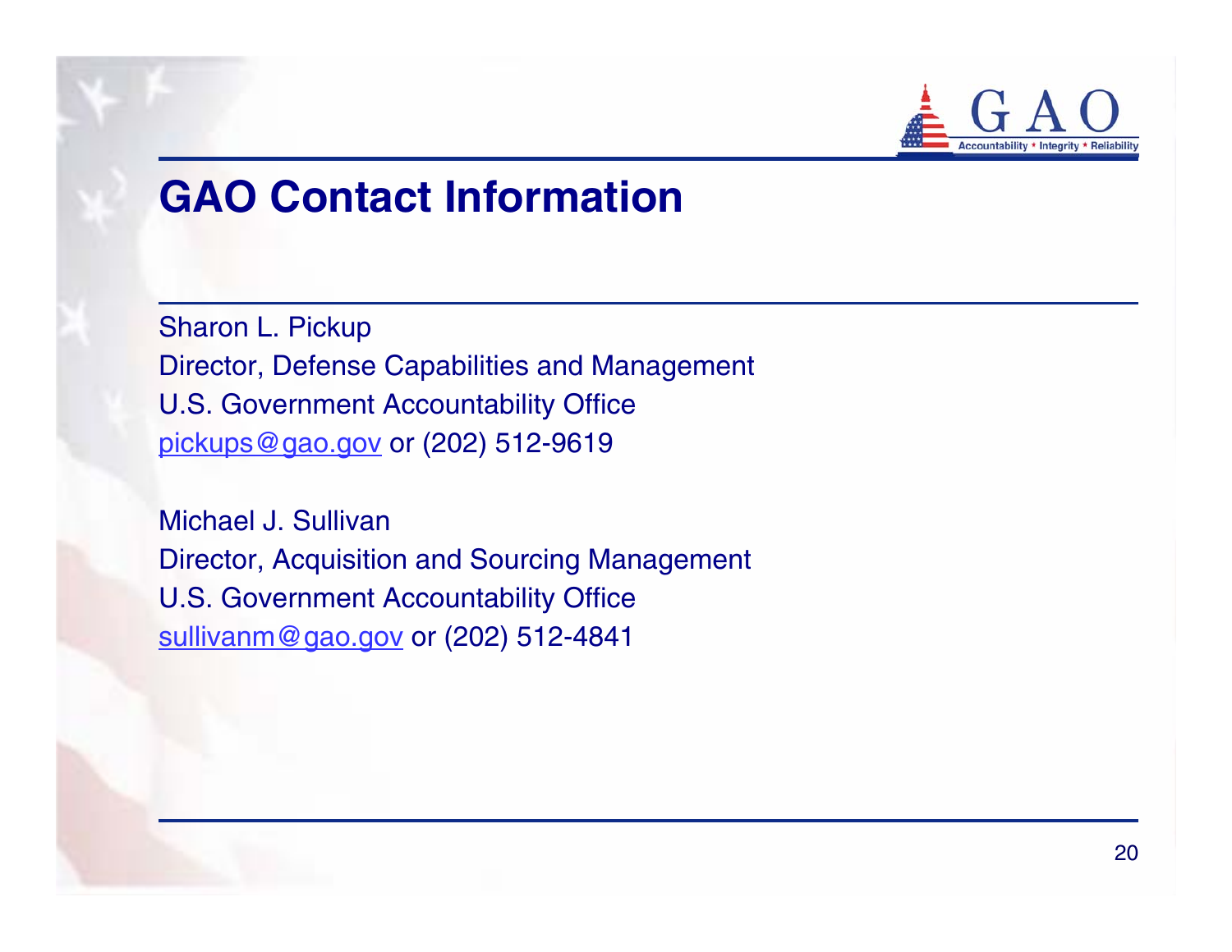# GAO Contact Information

Sharon L. Pickup
Director, Defense Capabilities and Management
U.S. Government Accountability Office
pickups@gao.gov or (202) 512-9619

Michael J. Sullivan
Director, Acquisition and Sourcing Management
U.S. Government Accountability Office
sullivanm@gao.gov or (202) 512-4841